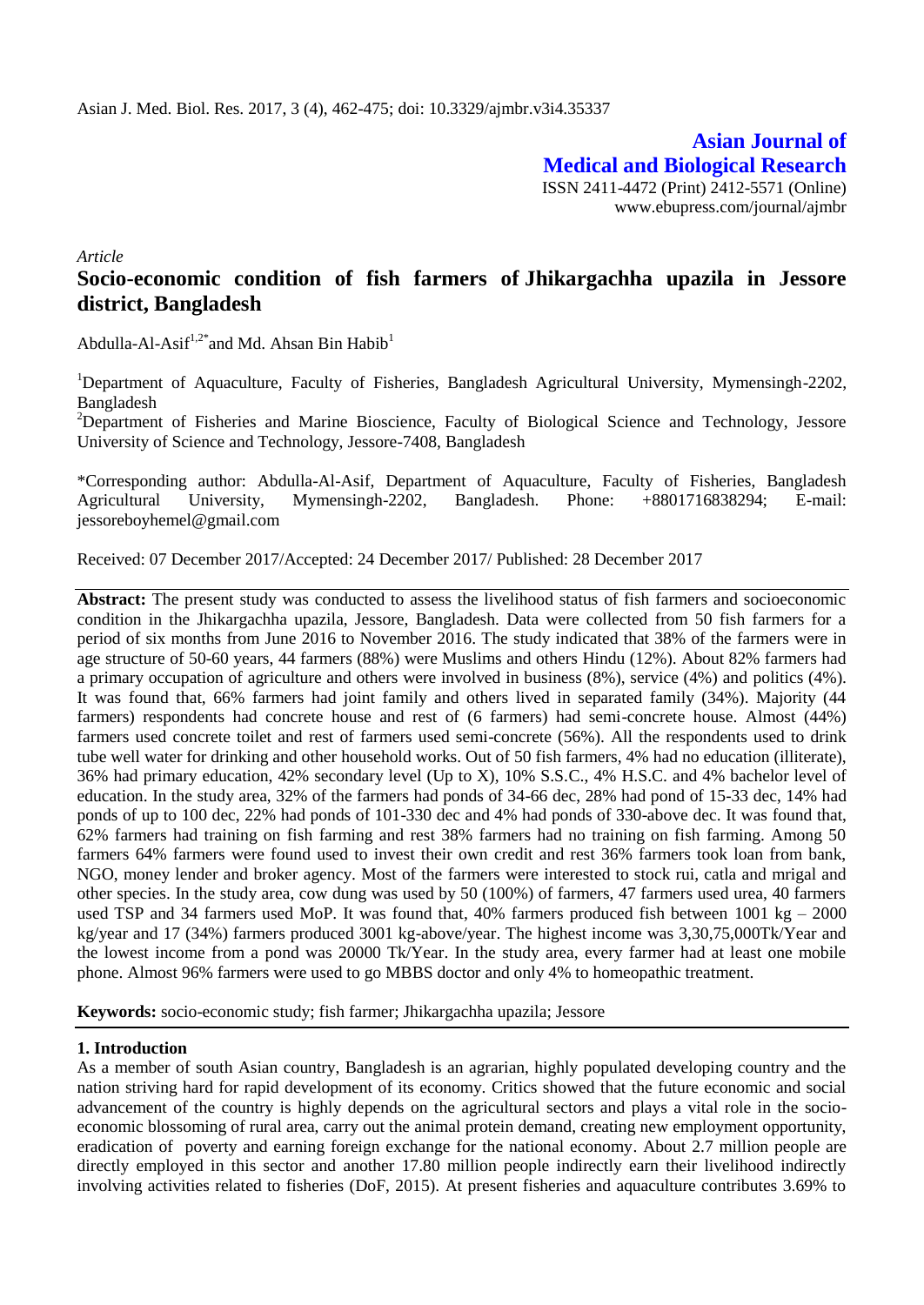**Asian Journal of Medical and Biological Research**

ISSN 2411-4472 (Print) 2412-5571 (Online)
www.ebupress.com/journal/ajmbr

*Article*

# Socio-economic condition of fish farmers of Jhikargachha upazila in Jessore district, Bangladesh

Abdulla-Al-Asif[1,2*] and Md. Ahsan Bin Habib[1]

[1]Department of Aquaculture, Faculty of Fisheries, Bangladesh Agricultural University, Mymensingh-2202, Bangladesh

[2]Department of Fisheries and Marine Bioscience, Faculty of Biological Science and Technology, Jessore University of Science and Technology, Jessore-7408, Bangladesh

*Corresponding author: Abdulla-Al-Asif, Department of Aquaculture, Faculty of Fisheries, Bangladesh Agricultural University, Mymensingh-2202, Bangladesh. Phone: +8801716838294; E-mail: jessoreboyhemel@gmail.com

Received: 07 December 2017/Accepted: 24 December 2017/ Published: 28 December 2017

**Abstract:** The present study was conducted to assess the livelihood status of fish farmers and socioeconomic condition in the Jhikargachha upazila, Jessore, Bangladesh. Data were collected from 50 fish farmers for a period of six months from June 2016 to November 2016. The study indicated that 38% of the farmers were in age structure of 50-60 years, 44 farmers (88%) were Muslims and others Hindu (12%). About 82% farmers had a primary occupation of agriculture and others were involved in business (8%), service (4%) and politics (4%). It was found that, 66% farmers had joint family and others lived in separated family (34%). Majority (44 farmers) respondents had concrete house and rest of (6 farmers) had semi-concrete house. Almost (44%) farmers used concrete toilet and rest of farmers used semi-concrete (56%). All the respondents used to drink tube well water for drinking and other household works. Out of 50 fish farmers, 4% had no education (illiterate), 36% had primary education, 42% secondary level (Up to X), 10% S.S.C., 4% H.S.C. and 4% bachelor level of education. In the study area, 32% of the farmers had ponds of 34-66 dec, 28% had pond of 15-33 dec, 14% had ponds of up to 100 dec, 22% had ponds of 101-330 dec and 4% had ponds of 330-above dec. It was found that, 62% farmers had training on fish farming and rest 38% farmers had no training on fish farming. Among 50 farmers 64% farmers were found used to invest their own credit and rest 36% farmers took loan from bank, NGO, money lender and broker agency. Most of the farmers were interested to stock rui, catla and mrigal and other species. In the study area, cow dung was used by 50 (100%) of farmers, 47 farmers used urea, 40 farmers used TSP and 34 farmers used MoP. It was found that, 40% farmers produced fish between 1001 kg – 2000 kg/year and 17 (34%) farmers produced 3001 kg-above/year. The highest income was 3,30,75,000Tk/Year and the lowest income from a pond was 20000 Tk/Year. In the study area, every farmer had at least one mobile phone. Almost 96% farmers were used to go MBBS doctor and only 4% to homeopathic treatment.

**Keywords:** socio-economic study; fish farmer; Jhikargachha upazila; Jessore

## 1. Introduction

As a member of south Asian country, Bangladesh is an agrarian, highly populated developing country and the nation striving hard for rapid development of its economy. Critics showed that the future economic and social advancement of the country is highly depends on the agricultural sectors and plays a vital role in the socio-economic blossoming of rural area, carry out the animal protein demand, creating new employment opportunity, eradication of poverty and earning foreign exchange for the national economy. About 2.7 million people are directly employed in this sector and another 17.80 million people indirectly earn their livelihood indirectly involving activities related to fisheries (DoF, 2015). At present fisheries and aquaculture contributes 3.69% to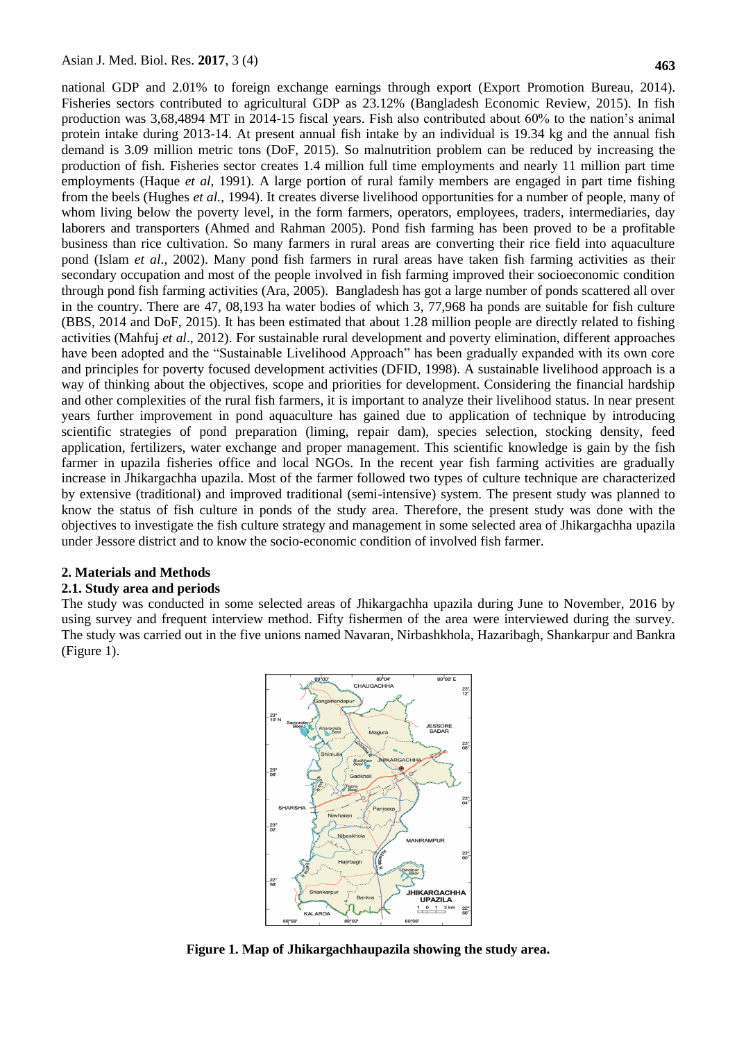national GDP and 2.01% to foreign exchange earnings through export (Export Promotion Bureau, 2014). Fisheries sectors contributed to agricultural GDP as 23.12% (Bangladesh Economic Review, 2015). In fish production was 3,68,4894 MT in 2014-15 fiscal years. Fish also contributed about 60% to the nation's animal protein intake during 2013-14. At present annual fish intake by an individual is 19.34 kg and the annual fish demand is 3.09 million metric tons (DoF, 2015). So malnutrition problem can be reduced by increasing the production of fish. Fisheries sector creates 1.4 million full time employments and nearly 11 million part time employments (Haque *et al*, 1991). A large portion of rural family members are engaged in part time fishing from the beels (Hughes *et al.*, 1994). It creates diverse livelihood opportunities for a number of people, many of whom living below the poverty level, in the form farmers, operators, employees, traders, intermediaries, day laborers and transporters (Ahmed and Rahman 2005). Pond fish farming has been proved to be a profitable business than rice cultivation. So many farmers in rural areas are converting their rice field into aquaculture pond (Islam *et al*., 2002). Many pond fish farmers in rural areas have taken fish farming activities as their secondary occupation and most of the people involved in fish farming improved their socioeconomic condition through pond fish farming activities (Ara, 2005). Bangladesh has got a large number of ponds scattered all over in the country. There are 47, 08,193 ha water bodies of which 3, 77,968 ha ponds are suitable for fish culture (BBS, 2014 and DoF, 2015). It has been estimated that about 1.28 million people are directly related to fishing activities (Mahfuj *et al*., 2012). For sustainable rural development and poverty elimination, different approaches have been adopted and the "Sustainable Livelihood Approach" has been gradually expanded with its own core and principles for poverty focused development activities (DFID, 1998). A sustainable livelihood approach is a way of thinking about the objectives, scope and priorities for development. Considering the financial hardship and other complexities of the rural fish farmers, it is important to analyze their livelihood status. In near present years further improvement in pond aquaculture has gained due to application of technique by introducing scientific strategies of pond preparation (liming, repair dam), species selection, stocking density, feed application, fertilizers, water exchange and proper management. This scientific knowledge is gain by the fish farmer in upazila fisheries office and local NGOs. In the recent year fish farming activities are gradually increase in Jhikargachha upazila. Most of the farmer followed two types of culture technique are characterized by extensive (traditional) and improved traditional (semi-intensive) system. The present study was planned to know the status of fish culture in ponds of the study area. Therefore, the present study was done with the objectives to investigate the fish culture strategy and management in some selected area of Jhikargachha upazila under Jessore district and to know the socio-economic condition of involved fish farmer.

## 2. Materials and Methods

### 2.1. Study area and periods

The study was conducted in some selected areas of Jhikargachha upazila during June to November, 2016 by using survey and frequent interview method. Fifty fishermen of the area were interviewed during the survey. The study was carried out in the five unions named Navaran, Nirbashkhola, Hazaribagh, Shankarpur and Bankra (Figure 1).

**Figure 1. Map of Jhikargachhaupazila showing the study area.**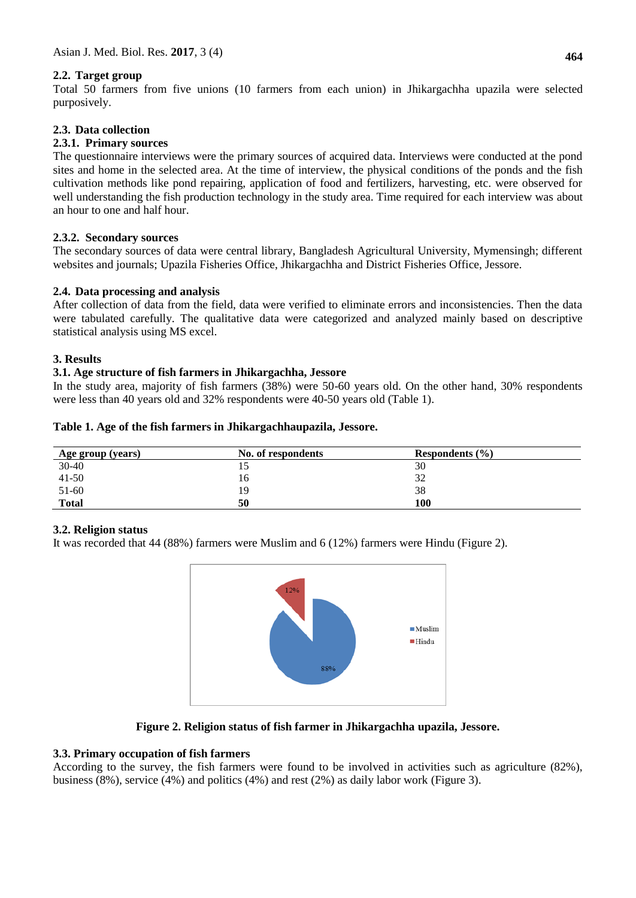### 2.2. Target group

Total 50 farmers from five unions (10 farmers from each union) in Jhikargachha upazila were selected purposively.

### 2.3. Data collection

#### 2.3.1. Primary sources

The questionnaire interviews were the primary sources of acquired data. Interviews were conducted at the pond sites and home in the selected area. At the time of interview, the physical conditions of the ponds and the fish cultivation methods like pond repairing, application of food and fertilizers, harvesting, etc. were observed for well understanding the fish production technology in the study area. Time required for each interview was about an hour to one and half hour.

#### 2.3.2. Secondary sources

The secondary sources of data were central library, Bangladesh Agricultural University, Mymensingh; different websites and journals; Upazila Fisheries Office, Jhikargachha and District Fisheries Office, Jessore.

### 2.4. Data processing and analysis

After collection of data from the field, data were verified to eliminate errors and inconsistencies. Then the data were tabulated carefully. The qualitative data were categorized and analyzed mainly based on descriptive statistical analysis using MS excel.

## 3. Results

### 3.1. Age structure of fish farmers in Jhikargachha, Jessore

In the study area, majority of fish farmers (38%) were 50-60 years old. On the other hand, 30% respondents were less than 40 years old and 32% respondents were 40-50 years old (Table 1).

**Table 1. Age of the fish farmers in Jhikargachhaupazila, Jessore.**

| Age group (years) | No. of respondents | Respondents (%) |
|---|---|---|
| 30-40 | 15 | 30 |
| 41-50 | 16 | 32 |
| 51-60 | 19 | 38 |
| **Total** | **50** | **100** |

### 3.2. Religion status

It was recorded that 44 (88%) farmers were Muslim and 6 (12%) farmers were Hindu (Figure 2).

**Figure 2. Religion status of fish farmer in Jhikargachha upazila, Jessore.**

### 3.3. Primary occupation of fish farmers

According to the survey, the fish farmers were found to be involved in activities such as agriculture (82%), business (8%), service (4%) and politics (4%) and rest (2%) as daily labor work (Figure 3).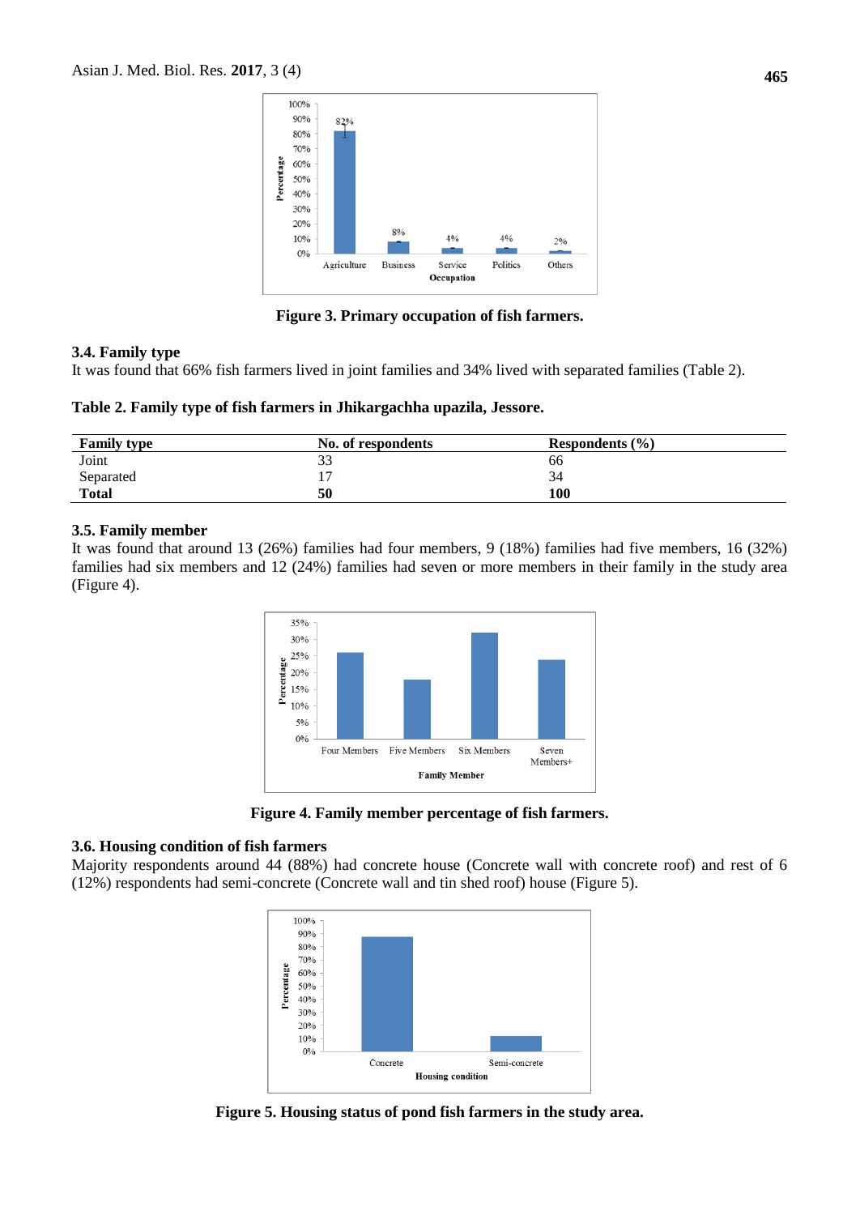Figure 3. Primary occupation of fish farmers.

### 3.4. Family type

It was found that 66% fish farmers lived in joint families and 34% lived with separated families (Table 2).

**Table 2. Family type of fish farmers in Jhikargachha upazila, Jessore.**

| Family type | No. of respondents | Respondents (%) |
|---|---|---|
| Joint | 33 | 66 |
| Separated | 17 | 34 |
| **Total** | **50** | **100** |

### 3.5. Family member

It was found that around 13 (26%) families had four members, 9 (18%) families had five members, 16 (32%) families had six members and 12 (24%) families had seven or more members in their family in the study area (Figure 4).

Figure 4. Family member percentage of fish farmers.

### 3.6. Housing condition of fish farmers

Majority respondents around 44 (88%) had concrete house (Concrete wall with concrete roof) and rest of 6 (12%) respondents had semi-concrete (Concrete wall and tin shed roof) house (Figure 5).

Figure 5. Housing status of pond fish farmers in the study area.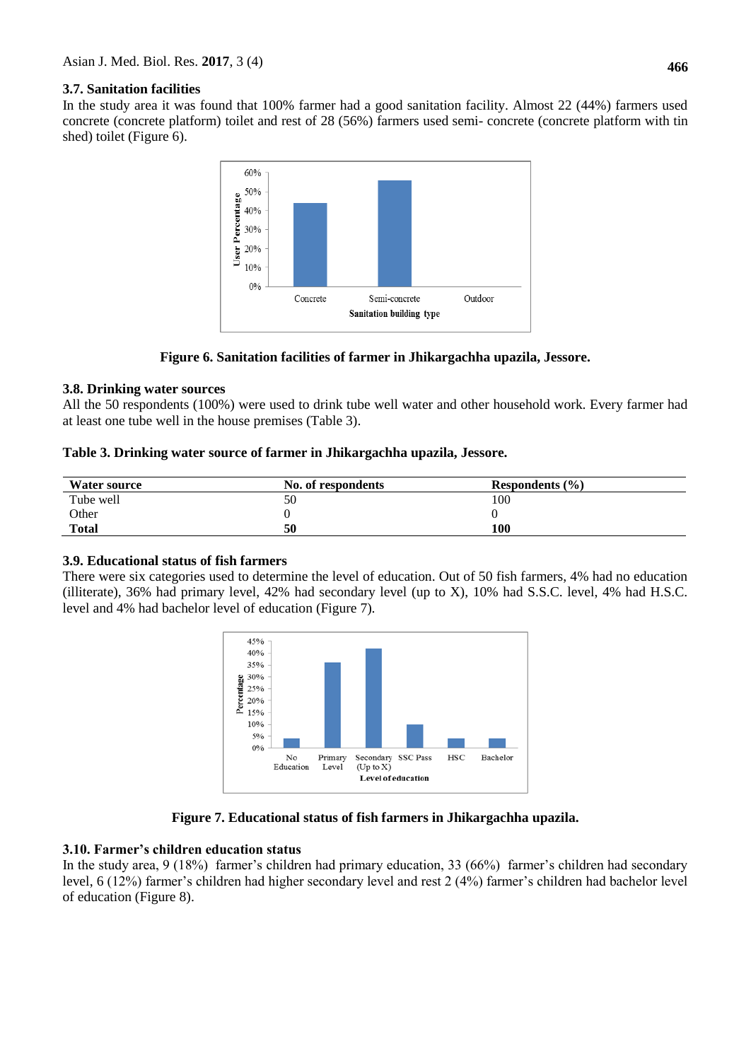### 3.7. Sanitation facilities

In the study area it was found that 100% farmer had a good sanitation facility. Almost 22 (44%) farmers used concrete (concrete platform) toilet and rest of 28 (56%) farmers used semi- concrete (concrete platform with tin shed) toilet (Figure 6).

**Figure 6. Sanitation facilities of farmer in Jhikargachha upazila, Jessore.**

### 3.8. Drinking water sources

All the 50 respondents (100%) were used to drink tube well water and other household work. Every farmer had at least one tube well in the house premises (Table 3).

**Table 3. Drinking water source of farmer in Jhikargachha upazila, Jessore.**

| Water source | No. of respondents | Respondents (%) |
|---|---|---|
| Tube well | 50 | 100 |
| Other | 0 | 0 |
| **Total** | **50** | **100** |

### 3.9. Educational status of fish farmers

There were six categories used to determine the level of education. Out of 50 fish farmers, 4% had no education (illiterate), 36% had primary level, 42% had secondary level (up to X), 10% had S.S.C. level, 4% had H.S.C. level and 4% had bachelor level of education (Figure 7).

**Figure 7. Educational status of fish farmers in Jhikargachha upazila.**

### 3.10. Farmer's children education status

In the study area, 9 (18%) farmer's children had primary education, 33 (66%) farmer's children had secondary level, 6 (12%) farmer's children had higher secondary level and rest 2 (4%) farmer's children had bachelor level of education (Figure 8).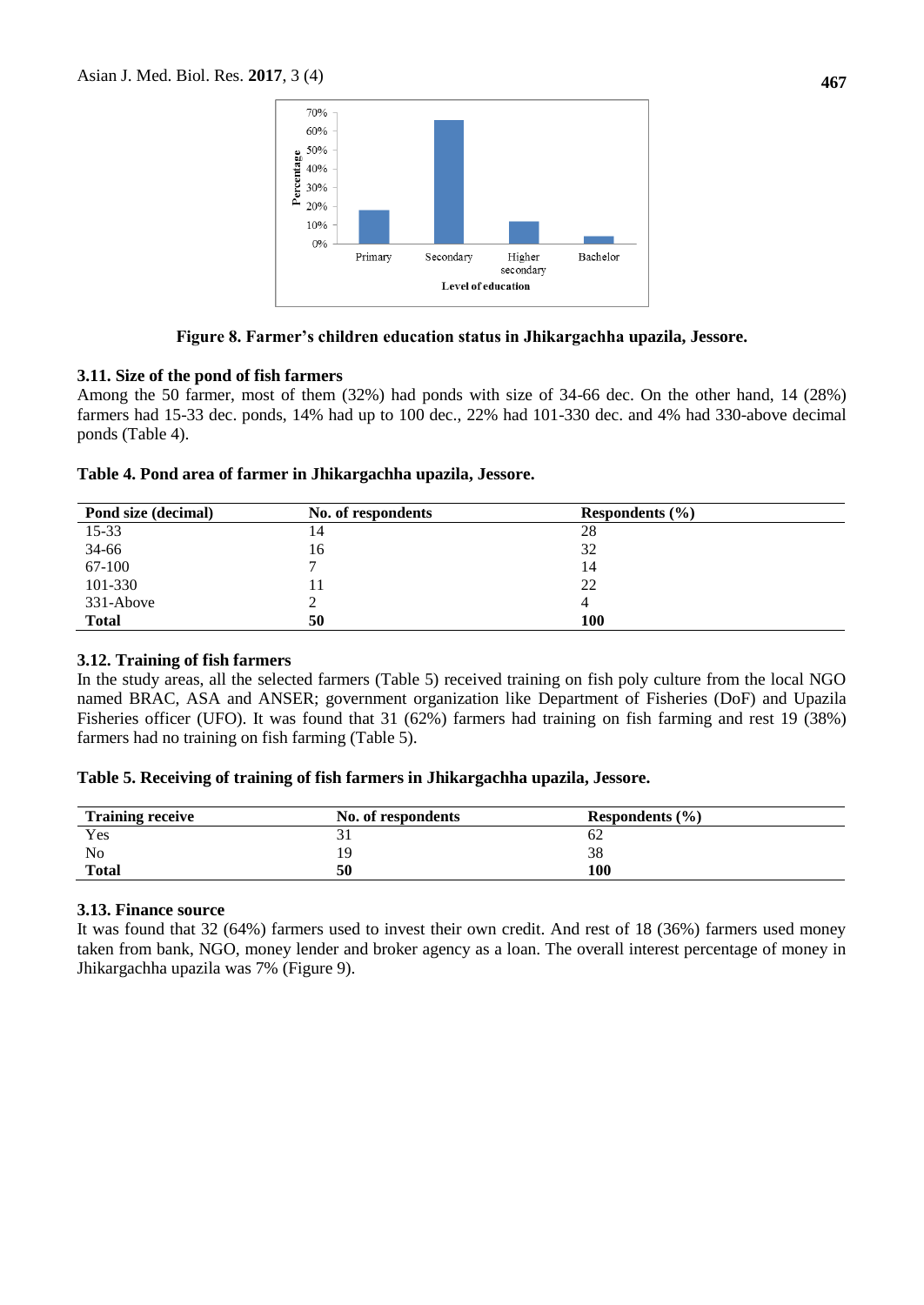Figure 8. Farmer's children education status in Jhikargachha upazila, Jessore.

### 3.11. Size of the pond of fish farmers

Among the 50 farmer, most of them (32%) had ponds with size of 34-66 dec. On the other hand, 14 (28%) farmers had 15-33 dec. ponds, 14% had up to 100 dec., 22% had 101-330 dec. and 4% had 330-above decimal ponds (Table 4).

**Table 4. Pond area of farmer in Jhikargachha upazila, Jessore.**

| Pond size (decimal) | No. of respondents | Respondents (%) |
|---|---|---|
| 15-33 | 14 | 28 |
| 34-66 | 16 | 32 |
| 67-100 | 7 | 14 |
| 101-330 | 11 | 22 |
| 331-Above | 2 | 4 |
| **Total** | **50** | **100** |

### 3.12. Training of fish farmers

In the study areas, all the selected farmers (Table 5) received training on fish poly culture from the local NGO named BRAC, ASA and ANSER; government organization like Department of Fisheries (DoF) and Upazila Fisheries officer (UFO). It was found that 31 (62%) farmers had training on fish farming and rest 19 (38%) farmers had no training on fish farming (Table 5).

**Table 5. Receiving of training of fish farmers in Jhikargachha upazila, Jessore.**

| Training receive | No. of respondents | Respondents (%) |
|---|---|---|
| Yes | 31 | 62 |
| No | 19 | 38 |
| **Total** | **50** | **100** |

### 3.13. Finance source

It was found that 32 (64%) farmers used to invest their own credit. And rest of 18 (36%) farmers used money taken from bank, NGO, money lender and broker agency as a loan. The overall interest percentage of money in Jhikargachha upazila was 7% (Figure 9).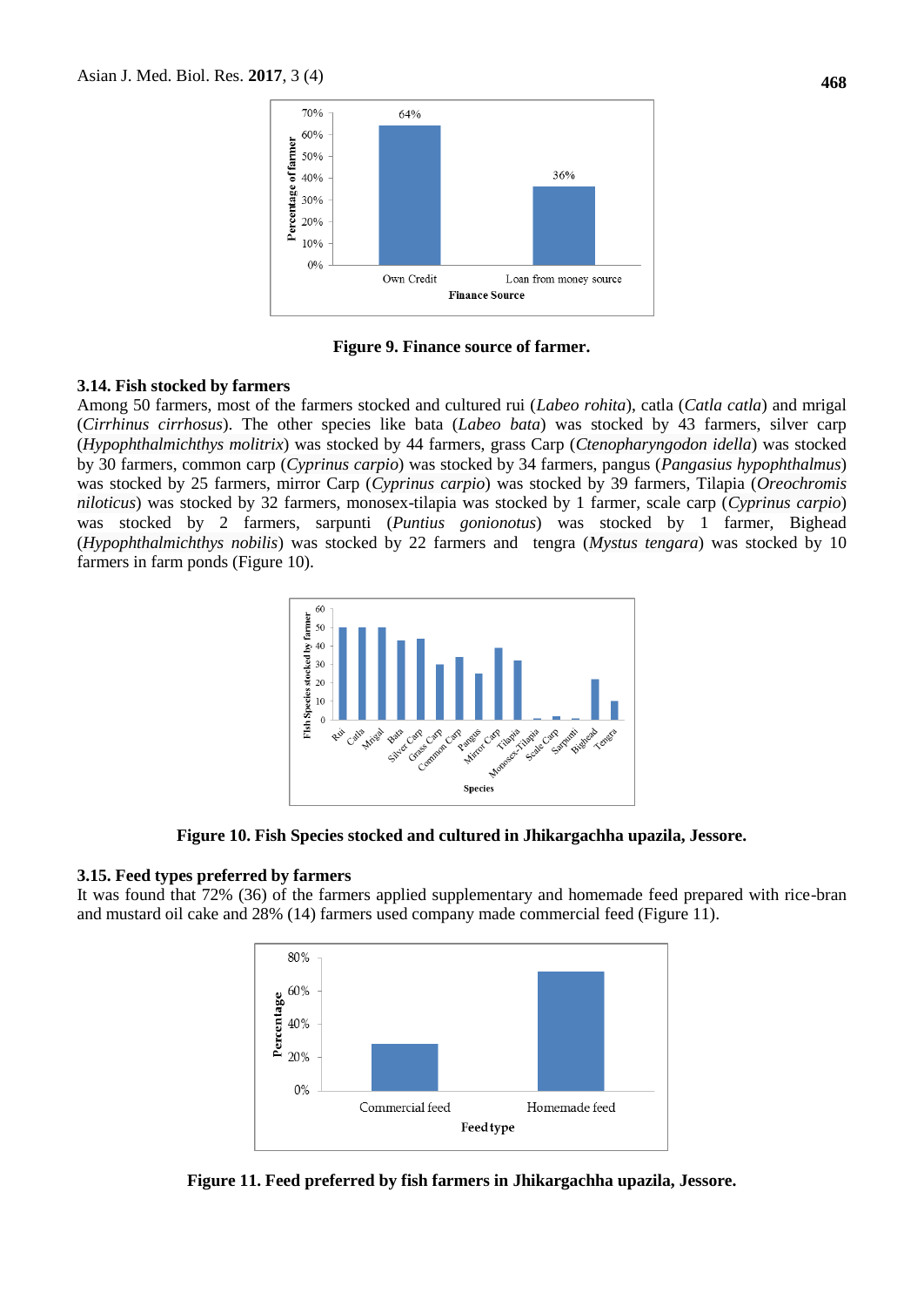Figure 9. Finance source of farmer.

### 3.14. Fish stocked by farmers

Among 50 farmers, most of the farmers stocked and cultured rui (*Labeo rohita*), catla (*Catla catla*) and mrigal (*Cirrhinus cirrhosus*). The other species like bata (*Labeo bata*) was stocked by 43 farmers, silver carp (*Hypophthalmichthys molitrix*) was stocked by 44 farmers, grass Carp (*Ctenopharyngodon idella*) was stocked by 30 farmers, common carp (*Cyprinus carpio*) was stocked by 34 farmers, pangus (*Pangasius hypophthalmus*) was stocked by 25 farmers, mirror Carp (*Cyprinus carpio*) was stocked by 39 farmers, Tilapia (*Oreochromis niloticus*) was stocked by 32 farmers, monosex-tilapia was stocked by 1 farmer, scale carp (*Cyprinus carpio*) was stocked by 2 farmers, sarpunti (*Puntius gonionotus*) was stocked by 1 farmer, Bighead (*Hypophthalmichthys nobilis*) was stocked by 22 farmers and tengra (*Mystus tengara*) was stocked by 10 farmers in farm ponds (Figure 10).

Figure 10. Fish Species stocked and cultured in Jhikargachha upazila, Jessore.

### 3.15. Feed types preferred by farmers

It was found that 72% (36) of the farmers applied supplementary and homemade feed prepared with rice-bran and mustard oil cake and 28% (14) farmers used company made commercial feed (Figure 11).

Figure 11. Feed preferred by fish farmers in Jhikargachha upazila, Jessore.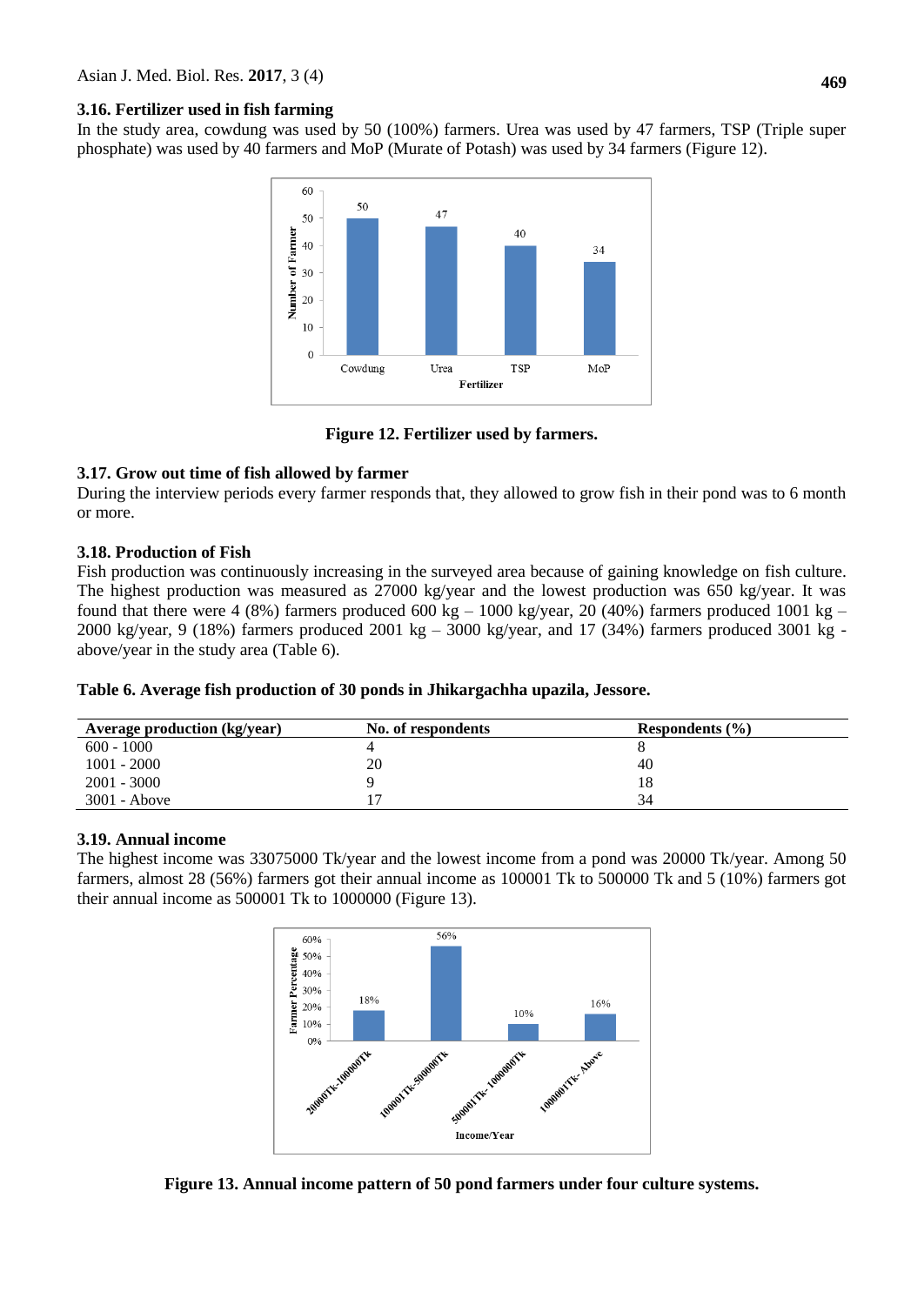### 3.16. Fertilizer used in fish farming

In the study area, cowdung was used by 50 (100%) farmers. Urea was used by 47 farmers, TSP (Triple super phosphate) was used by 40 farmers and MoP (Murate of Potash) was used by 34 farmers (Figure 12).

**Figure 12. Fertilizer used by farmers.**

### 3.17. Grow out time of fish allowed by farmer

During the interview periods every farmer responds that, they allowed to grow fish in their pond was to 6 month or more.

### 3.18. Production of Fish

Fish production was continuously increasing in the surveyed area because of gaining knowledge on fish culture. The highest production was measured as 27000 kg/year and the lowest production was 650 kg/year. It was found that there were 4 (8%) farmers produced 600 kg – 1000 kg/year, 20 (40%) farmers produced 1001 kg – 2000 kg/year, 9 (18%) farmers produced 2001 kg – 3000 kg/year, and 17 (34%) farmers produced 3001 kg -above/year in the study area (Table 6).

**Table 6. Average fish production of 30 ponds in Jhikargachha upazila, Jessore.**

| Average production (kg/year) | No. of respondents | Respondents (%) |
|---|---|---|
| 600 - 1000 | 4 | 8 |
| 1001 - 2000 | 20 | 40 |
| 2001 - 3000 | 9 | 18 |
| 3001 - Above | 17 | 34 |

### 3.19. Annual income

The highest income was 33075000 Tk/year and the lowest income from a pond was 20000 Tk/year. Among 50 farmers, almost 28 (56%) farmers got their annual income as 100001 Tk to 500000 Tk and 5 (10%) farmers got their annual income as 500001 Tk to 1000000 (Figure 13).

**Figure 13. Annual income pattern of 50 pond farmers under four culture systems.**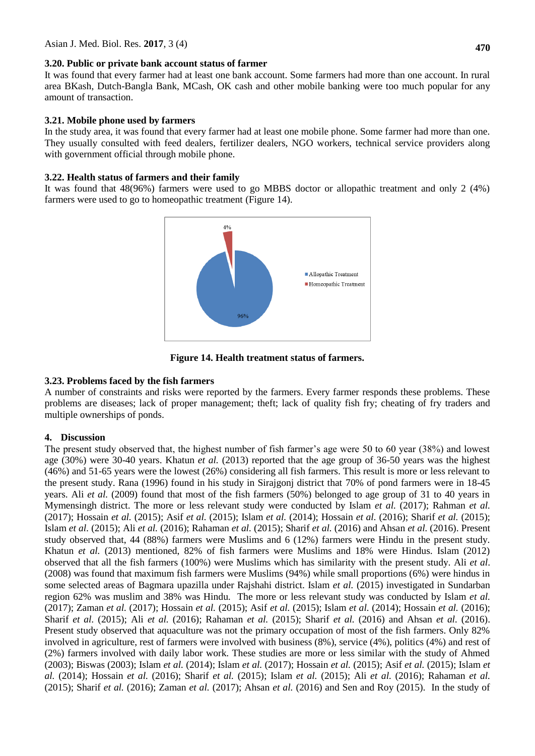### 3.20. Public or private bank account status of farmer

It was found that every farmer had at least one bank account. Some farmers had more than one account. In rural area BKash, Dutch-Bangla Bank, MCash, OK cash and other mobile banking were too much popular for any amount of transaction.

### 3.21. Mobile phone used by farmers

In the study area, it was found that every farmer had at least one mobile phone. Some farmer had more than one. They usually consulted with feed dealers, fertilizer dealers, NGO workers, technical service providers along with government official through mobile phone.

### 3.22. Health status of farmers and their family

It was found that 48(96%) farmers were used to go MBBS doctor or allopathic treatment and only 2 (4%) farmers were used to go to homeopathic treatment (Figure 14).

**Figure 14. Health treatment status of farmers.**

### 3.23. Problems faced by the fish farmers

A number of constraints and risks were reported by the farmers. Every farmer responds these problems. These problems are diseases; lack of proper management; theft; lack of quality fish fry; cheating of fry traders and multiple ownerships of ponds.

## 4. Discussion

The present study observed that, the highest number of fish farmer's age were 50 to 60 year (38%) and lowest age (30%) were 30-40 years. Khatun *et al.* (2013) reported that the age group of 36-50 years was the highest (46%) and 51-65 years were the lowest (26%) considering all fish farmers. This result is more or less relevant to the present study. Rana (1996) found in his study in Sirajgonj district that 70% of pond farmers were in 18-45 years. Ali *et al.* (2009) found that most of the fish farmers (50%) belonged to age group of 31 to 40 years in Mymensingh district. The more or less relevant study were conducted by Islam *et al.* (2017); Rahman *et al.* (2017); Hossain *et al.* (2015); Asif *et al.* (2015); Islam *et al.* (2014); Hossain *et al.* (2016); Sharif *et al.* (2015); Islam *et al.* (2015); Ali *et al.* (2016); Rahaman *et al.* (2015); Sharif *et al.* (2016) and Ahsan *et al.* (2016). Present study observed that, 44 (88%) farmers were Muslims and 6 (12%) farmers were Hindu in the present study. Khatun *et al.* (2013) mentioned, 82% of fish farmers were Muslims and 18% were Hindus. Islam (2012) observed that all the fish farmers (100%) were Muslims which has similarity with the present study. Ali *et al*. (2008) was found that maximum fish farmers were Muslims (94%) while small proportions (6%) were hindus in some selected areas of Bagmara upazilla under Rajshahi district. Islam *et al.* (2015) investigated in Sundarban region 62% was muslim and 38% was Hindu. The more or less relevant study was conducted by Islam *et al.* (2017); Zaman *et al.* (2017); Hossain *et al.* (2015); Asif *et al.* (2015); Islam *et al.* (2014); Hossain *et al.* (2016); Sharif *et al*. (2015); Ali *et al.* (2016); Rahaman *et al.* (2015); Sharif *et al.* (2016) and Ahsan *et al.* (2016). Present study observed that aquaculture was not the primary occupation of most of the fish farmers. Only 82% involved in agriculture, rest of farmers were involved with business (8%), service (4%), politics (4%) and rest of (2%) farmers involved with daily labor work. These studies are more or less similar with the study of Ahmed (2003); Biswas (2003); Islam *et al.* (2014); Islam *et al.* (2017); Hossain *et al.* (2015); Asif *et al.* (2015); Islam *et al.* (2014); Hossain *et al.* (2016); Sharif *et al.* (2015); Islam *et al.* (2015); Ali *et al.* (2016); Rahaman *et al.* (2015); Sharif *et al.* (2016); Zaman *et al.* (2017); Ahsan *et al.* (2016) and Sen and Roy (2015). In the study of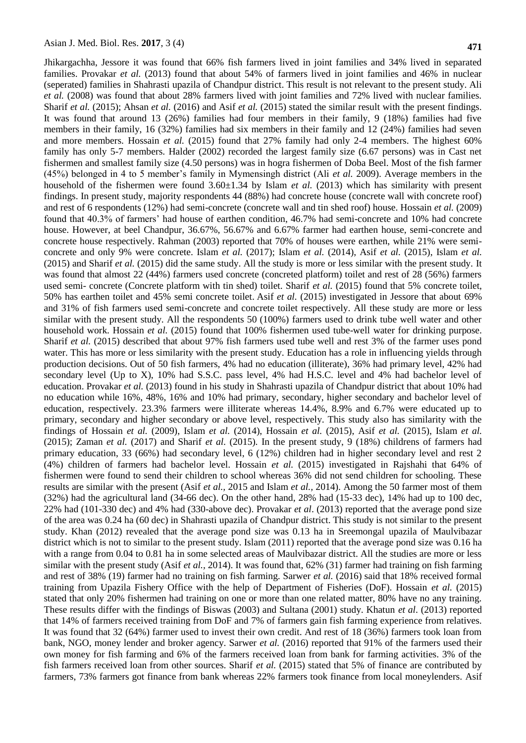Jhikargachha, Jessore it was found that 66% fish farmers lived in joint families and 34% lived in separated families. Provakar *et al.* (2013) found that about 54% of farmers lived in joint families and 46% in nuclear (seperated) families in Shahrasti upazila of Chandpur district. This result is not relevant to the present study. Ali *et al.* (2008) was found that about 28% farmers lived with joint families and 72% lived with nuclear families. Sharif *et al.* (2015); Ahsan *et al.* (2016) and Asif *et al.* (2015) stated the similar result with the present findings. It was found that around 13 (26%) families had four members in their family, 9 (18%) families had five members in their family, 16 (32%) families had six members in their family and 12 (24%) families had seven and more members. Hossain *et al.* (2015) found that 27% family had only 2-4 members. The highest 60% family has only 5-7 members. Halder (2002) recorded the largest family size (6.67 persons) was in Cast net fishermen and smallest family size (4.50 persons) was in hogra fishermen of Doba Beel. Most of the fish farmer (45%) belonged in 4 to 5 member's family in Mymensingh district (Ali *et al.* 2009). Average members in the household of the fishermen were found 3.60±1.34 by Islam *et al.* (2013) which has similarity with present findings. In present study, majority respondents 44 (88%) had concrete house (concrete wall with concrete roof) and rest of 6 respondents (12%) had semi-concrete (concrete wall and tin shed roof) house. Hossain *et al.* (2009) found that 40.3% of farmers' had house of earthen condition, 46.7% had semi-concrete and 10% had concrete house. However, at beel Chandpur, 36.67%, 56.67% and 6.67% farmer had earthen house, semi-concrete and concrete house respectively. Rahman (2003) reported that 70% of houses were earthen, while 21% were semi-concrete and only 9% were concrete. Islam *et al.* (2017); Islam *et al.* (2014), Asif *et al.* (2015), Islam *et al.* (2015) and Sharif *et al.* (2015) did the same study. All the study is more or less similar with the present study. It was found that almost 22 (44%) farmers used concrete (concreted platform) toilet and rest of 28 (56%) farmers used semi- concrete (Concrete platform with tin shed) toilet. Sharif *et al.* (2015) found that 5% concrete toilet, 50% has earthen toilet and 45% semi concrete toilet. Asif *et al.* (2015) investigated in Jessore that about 69% and 31% of fish farmers used semi-concrete and concrete toilet respectively. All these study are more or less similar with the present study. All the respondents 50 (100%) farmers used to drink tube well water and other household work. Hossain *et al.* (2015) found that 100% fishermen used tube-well water for drinking purpose. Sharif *et al.* (2015) described that about 97% fish farmers used tube well and rest 3% of the farmer uses pond water. This has more or less similarity with the present study. Education has a role in influencing yields through production decisions. Out of 50 fish farmers, 4% had no education (illiterate), 36% had primary level, 42% had secondary level (Up to X), 10% had S.S.C. pass level, 4% had H.S.C. level and 4% had bachelor level of education. Provakar *et al.* (2013) found in his study in Shahrasti upazila of Chandpur district that about 10% had no education while 16%, 48%, 16% and 10% had primary, secondary, higher secondary and bachelor level of education, respectively. 23.3% farmers were illiterate whereas 14.4%, 8.9% and 6.7% were educated up to primary, secondary and higher secondary or above level, respectively. This study also has similarity with the findings of Hossain *et al.* (2009), Islam *et al.* (2014), Hossain *et al.* (2015), Asif *et al.* (2015), Islam *et al.* (2015); Zaman *et al.* (2017) and Sharif *et al.* (2015). In the present study, 9 (18%) childrens of farmers had primary education, 33 (66%) had secondary level, 6 (12%) children had in higher secondary level and rest 2 (4%) children of farmers had bachelor level. Hossain *et al.* (2015) investigated in Rajshahi that 64% of fishermen were found to send their children to school whereas 36% did not send children for schooling. These results are similar with the present (Asif *et al.*, 2015 and Islam *et al.*, 2014). Among the 50 farmer most of them (32%) had the agricultural land (34-66 dec). On the other hand, 28% had (15-33 dec), 14% had up to 100 dec, 22% had (101-330 dec) and 4% had (330-above dec). Provakar *et al*. (2013) reported that the average pond size of the area was 0.24 ha (60 dec) in Shahrasti upazila of Chandpur district. This study is not similar to the present study. Khan (2012) revealed that the average pond size was 0.13 ha in Sreemongal upazila of Maulvibazar district which is not to similar to the present study. Islam (2011) reported that the average pond size was 0.16 ha with a range from 0.04 to 0.81 ha in some selected areas of Maulvibazar district. All the studies are more or less similar with the present study (Asif *et al.*, 2014). It was found that, 62% (31) farmer had training on fish farming and rest of 38% (19) farmer had no training on fish farming. Sarwer *et al.* (2016) said that 18% received formal training from Upazila Fishery Office with the help of Department of Fisheries (DoF). Hossain *et al.* (2015) stated that only 20% fishermen had training on one or more than one related matter, 80% have no any training. These results differ with the findings of Biswas (2003) and Sultana (2001) study. Khatun *et al*. (2013) reported that 14% of farmers received training from DoF and 7% of farmers gain fish farming experience from relatives. It was found that 32 (64%) farmer used to invest their own credit. And rest of 18 (36%) farmers took loan from bank, NGO, money lender and broker agency. Sarwer *et al.* (2016) reported that 91% of the farmers used their own money for fish farming and 6% of the farmers received loan from bank for farming activities. 3% of the fish farmers received loan from other sources. Sharif *et al.* (2015) stated that 5% of finance are contributed by farmers, 73% farmers got finance from bank whereas 22% farmers took finance from local moneylenders. Asif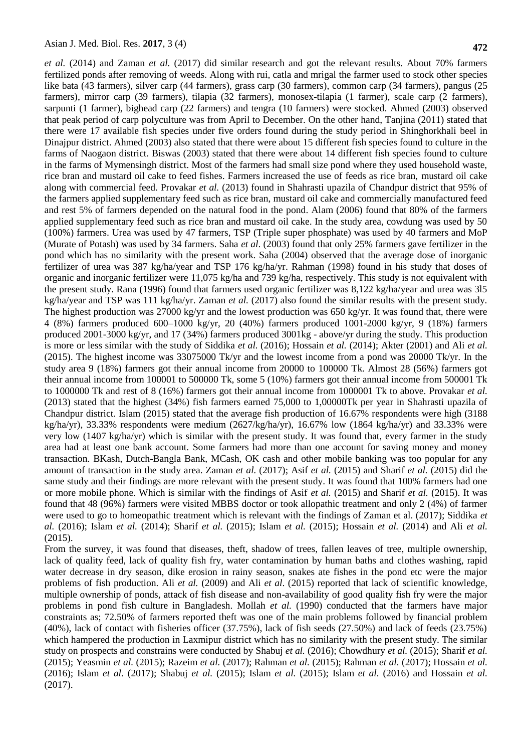*et al.* (2014) and Zaman *et al.* (2017) did similar research and got the relevant results. About 70% farmers fertilized ponds after removing of weeds. Along with rui, catla and mrigal the farmer used to stock other species like bata (43 farmers), silver carp (44 farmers), grass carp (30 farmers), common carp (34 farmers), pangus (25 farmers), mirror carp (39 farmers), tilapia (32 farmers), monosex-tilapia (1 farmer), scale carp (2 farmers), sarpunti (1 farmer), bighead carp (22 farmers) and tengra (10 farmers) were stocked. Ahmed (2003) observed that peak period of carp polyculture was from April to December. On the other hand, Tanjina (2011) stated that there were 17 available fish species under five orders found during the study period in Shinghorkhali beel in Dinajpur district. Ahmed (2003) also stated that there were about 15 different fish species found to culture in the farms of Naogaon district. Biswas (2003) stated that there were about 14 different fish species found to culture in the farms of Mymensingh district. Most of the farmers had small size pond where they used household waste, rice bran and mustard oil cake to feed fishes. Farmers increased the use of feeds as rice bran, mustard oil cake along with commercial feed. Provakar *et al.* (2013) found in Shahrasti upazila of Chandpur district that 95% of the farmers applied supplementary feed such as rice bran, mustard oil cake and commercially manufactured feed and rest 5% of farmers depended on the natural food in the pond. Alam (2006) found that 80% of the farmers applied supplementary feed such as rice bran and mustard oil cake. In the study area, cowdung was used by 50 (100%) farmers. Urea was used by 47 farmers, TSP (Triple super phosphate) was used by 40 farmers and MoP (Murate of Potash) was used by 34 farmers. Saha *et al*. (2003) found that only 25% farmers gave fertilizer in the pond which has no similarity with the present work. Saha (2004) observed that the average dose of inorganic fertilizer of urea was 387 kg/ha/year and TSP 176 kg/ha/yr. Rahman (1998) found in his study that doses of organic and inorganic fertilizer were 11,075 kg/ha and 739 kg/ha, respectively. This study is not equivalent with the present study. Rana (1996) found that farmers used organic fertilizer was 8,122 kg/ha/year and urea was 3l5 kg/ha/year and TSP was 111 kg/ha/yr. Zaman *et al.* (2017) also found the similar results with the present study. The highest production was 27000 kg/yr and the lowest production was 650 kg/yr. It was found that, there were 4 (8%) farmers produced 600–1000 kg/yr, 20 (40%) farmers produced 1001-2000 kg/yr, 9 (18%) farmers produced 2001-3000 kg/yr, and 17 (34%) farmers produced 3001kg - above/yr during the study. This production is more or less similar with the study of Siddika *et al.* (2016); Hossain *et al.* (2014); Akter (2001) and Ali *et al.* (2015). The highest income was 33075000 Tk/yr and the lowest income from a pond was 20000 Tk/yr. In the study area 9 (18%) farmers got their annual income from 20000 to 100000 Tk. Almost 28 (56%) farmers got their annual income from 100001 to 500000 Tk, some 5 (10%) farmers got their annual income from 500001 Tk to 1000000 Tk and rest of 8 (16%) farmers got their annual income from 1000001 Tk to above. Provakar *et al.* (2013) stated that the highest (34%) fish farmers earned 75,000 to 1,00000Tk per year in Shahrasti upazila of Chandpur district. Islam (2015) stated that the average fish production of 16.67% respondents were high (3188 kg/ha/yr), 33.33% respondents were medium (2627/kg/ha/yr), 16.67% low (1864 kg/ha/yr) and 33.33% were very low (1407 kg/ha/yr) which is similar with the present study. It was found that, every farmer in the study area had at least one bank account. Some farmers had more than one account for saving money and money transaction. BKash, Dutch-Bangla Bank, MCash, OK cash and other mobile banking was too popular for any amount of transaction in the study area. Zaman *et al.* (2017); Asif *et al.* (2015) and Sharif *et al.* (2015) did the same study and their findings are more relevant with the present study. It was found that 100% farmers had one or more mobile phone. Which is similar with the findings of Asif *et al.* (2015) and Sharif *et al.* (2015). It was found that 48 (96%) farmers were visited MBBS doctor or took allopathic treatment and only 2 (4%) of farmer were used to go to homeopathic treatment which is relevant with the findings of Zaman et al. (2017); Siddika *et al.* (2016); Islam *et al.* (2014); Sharif *et al.* (2015); Islam *et al.* (2015); Hossain *et al.* (2014) and Ali *et al.* (2015).

From the survey, it was found that diseases, theft, shadow of trees, fallen leaves of tree, multiple ownership, lack of quality feed, lack of quality fish fry, water contamination by human baths and clothes washing, rapid water decrease in dry season, dike erosion in rainy season, snakes ate fishes in the pond etc were the major problems of fish production. Ali *et al.* (2009) and Ali *et al*. (2015) reported that lack of scientific knowledge, multiple ownership of ponds, attack of fish disease and non-availability of good quality fish fry were the major problems in pond fish culture in Bangladesh. Mollah *et al.* (1990) conducted that the farmers have major constraints as; 72.50% of farmers reported theft was one of the main problems followed by financial problem (40%), lack of contact with fisheries officer (37.75%), lack of fish seeds (27.50%) and lack of feeds (23.75%) which hampered the production in Laxmipur district which has no similarity with the present study. The similar study on prospects and constrains were conducted by Shabuj *et al.* (2016); Chowdhury *et al.* (2015); Sharif *et al.* (2015); Yeasmin *et al.* (2015); Razeim *et al.* (2017); Rahman *et al.* (2015); Rahman *et al.* (2017); Hossain *et al.* (2016); Islam *et al.* (2017); Shabuj *et al.* (2015); Islam *et al.* (2015); Islam *et al.* (2016) and Hossain *et al.* (2017).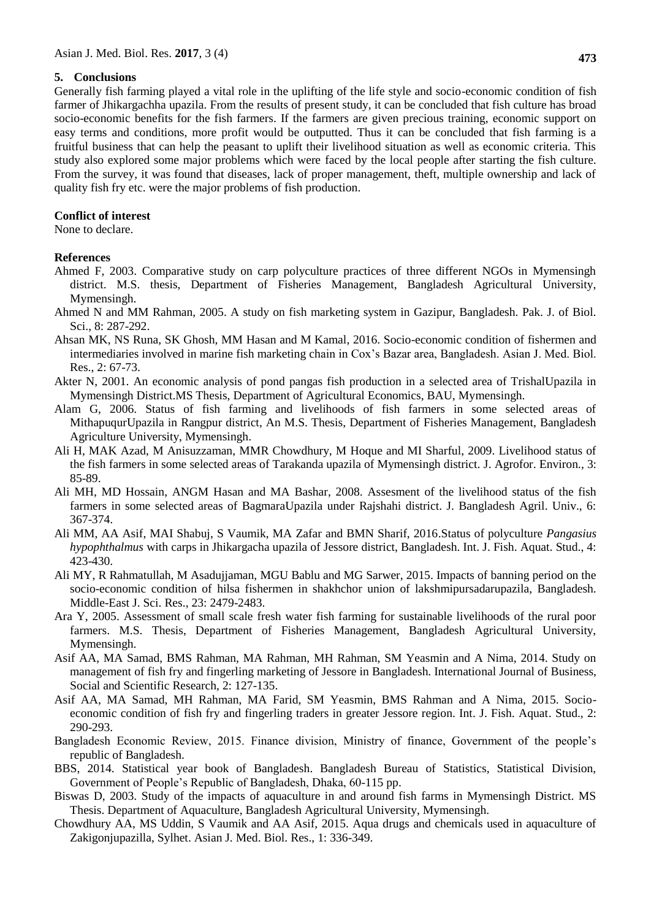## 5. Conclusions

Generally fish farming played a vital role in the uplifting of the life style and socio-economic condition of fish farmer of Jhikargachha upazila. From the results of present study, it can be concluded that fish culture has broad socio-economic benefits for the fish farmers. If the farmers are given precious training, economic support on easy terms and conditions, more profit would be outputted. Thus it can be concluded that fish farming is a fruitful business that can help the peasant to uplift their livelihood situation as well as economic criteria. This study also explored some major problems which were faced by the local people after starting the fish culture. From the survey, it was found that diseases, lack of proper management, theft, multiple ownership and lack of quality fish fry etc. were the major problems of fish production.

**Conflict of interest**

None to declare.

**References**

Ahmed F, 2003. Comparative study on carp polyculture practices of three different NGOs in Mymensingh district. M.S. thesis, Department of Fisheries Management, Bangladesh Agricultural University, Mymensingh.

Ahmed N and MM Rahman, 2005. A study on fish marketing system in Gazipur, Bangladesh. Pak. J. of Biol. Sci., 8: 287-292.

Ahsan MK, NS Runa, SK Ghosh, MM Hasan and M Kamal, 2016. Socio-economic condition of fishermen and intermediaries involved in marine fish marketing chain in Cox's Bazar area, Bangladesh. Asian J. Med. Biol. Res., 2: 67-73.

Akter N, 2001. An economic analysis of pond pangas fish production in a selected area of TrishalUpazila in Mymensingh District.MS Thesis, Department of Agricultural Economics, BAU, Mymensingh.

Alam G, 2006. Status of fish farming and livelihoods of fish farmers in some selected areas of MithapuqurUpazila in Rangpur district, An M.S. Thesis, Department of Fisheries Management, Bangladesh Agriculture University, Mymensingh.

Ali H, MAK Azad, M Anisuzzaman, MMR Chowdhury, M Hoque and MI Sharful, 2009. Livelihood status of the fish farmers in some selected areas of Tarakanda upazila of Mymensingh district. J. Agrofor. Environ., 3: 85-89.

Ali MH, MD Hossain, ANGM Hasan and MA Bashar, 2008. Assesment of the livelihood status of the fish farmers in some selected areas of BagmaraUpazila under Rajshahi district. J. Bangladesh Agril. Univ., 6: 367-374.

Ali MM, AA Asif, MAI Shabuj, S Vaumik, MA Zafar and BMN Sharif, 2016.Status of polyculture *Pangasius hypophthalmus* with carps in Jhikargacha upazila of Jessore district, Bangladesh. Int. J. Fish. Aquat. Stud., 4: 423-430.

Ali MY, R Rahmatullah, M Asadujjaman, MGU Bablu and MG Sarwer, 2015. Impacts of banning period on the socio-economic condition of hilsa fishermen in shakhchor union of lakshmipursadarupazila, Bangladesh. Middle-East J. Sci. Res., 23: 2479-2483.

Ara Y, 2005. Assessment of small scale fresh water fish farming for sustainable livelihoods of the rural poor farmers. M.S. Thesis, Department of Fisheries Management, Bangladesh Agricultural University, Mymensingh.

Asif AA, MA Samad, BMS Rahman, MA Rahman, MH Rahman, SM Yeasmin and A Nima, 2014. Study on management of fish fry and fingerling marketing of Jessore in Bangladesh. International Journal of Business, Social and Scientific Research, 2: 127-135.

Asif AA, MA Samad, MH Rahman, MA Farid, SM Yeasmin, BMS Rahman and A Nima, 2015. Socio-economic condition of fish fry and fingerling traders in greater Jessore region. Int. J. Fish. Aquat. Stud., 2: 290-293.

Bangladesh Economic Review, 2015. Finance division, Ministry of finance, Government of the people's republic of Bangladesh.

BBS, 2014. Statistical year book of Bangladesh. Bangladesh Bureau of Statistics, Statistical Division, Government of People's Republic of Bangladesh, Dhaka, 60-115 pp.

Biswas D, 2003. Study of the impacts of aquaculture in and around fish farms in Mymensingh District. MS Thesis. Department of Aquaculture, Bangladesh Agricultural University, Mymensingh.

Chowdhury AA, MS Uddin, S Vaumik and AA Asif, 2015. Aqua drugs and chemicals used in aquaculture of Zakigonjupazilla, Sylhet. Asian J. Med. Biol. Res., 1: 336-349.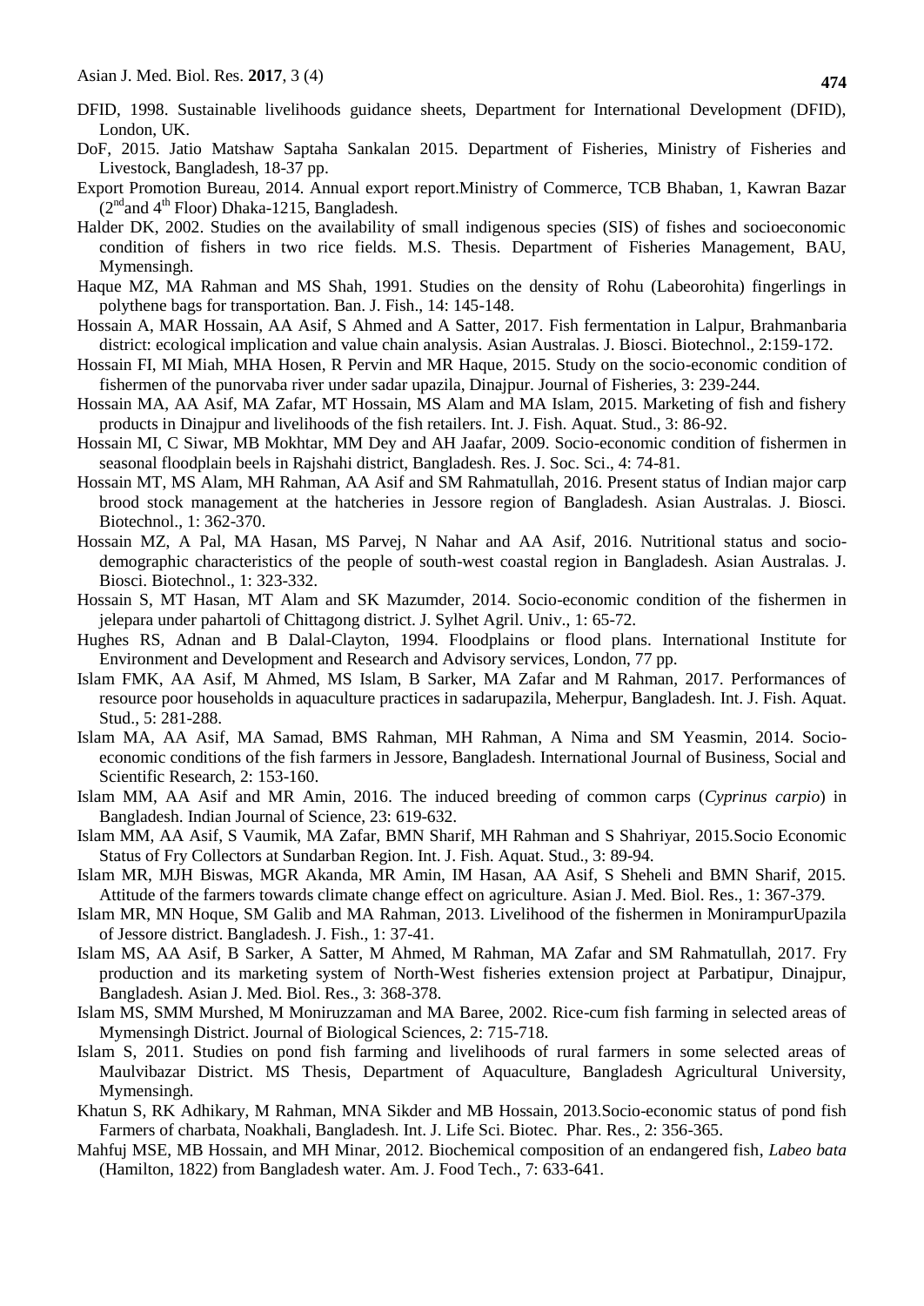DFID, 1998. Sustainable livelihoods guidance sheets, Department for International Development (DFID), London, UK.

DoF, 2015. Jatio Matshaw Saptaha Sankalan 2015. Department of Fisheries, Ministry of Fisheries and Livestock, Bangladesh, 18-37 pp.

Export Promotion Bureau, 2014. Annual export report.Ministry of Commerce, TCB Bhaban, 1, Kawran Bazar ($2^{nd}$and $4^{th}$ Floor) Dhaka-1215, Bangladesh.

Halder DK, 2002. Studies on the availability of small indigenous species (SIS) of fishes and socioeconomic condition of fishers in two rice fields. M.S. Thesis. Department of Fisheries Management, BAU, Mymensingh.

Haque MZ, MA Rahman and MS Shah, 1991. Studies on the density of Rohu (Labeorohita) fingerlings in polythene bags for transportation. Ban. J. Fish., 14: 145-148.

Hossain A, MAR Hossain, AA Asif, S Ahmed and A Satter, 2017. Fish fermentation in Lalpur, Brahmanbaria district: ecological implication and value chain analysis. Asian Australas. J. Biosci. Biotechnol., 2:159-172.

Hossain FI, MI Miah, MHA Hosen, R Pervin and MR Haque, 2015. Study on the socio-economic condition of fishermen of the punorvaba river under sadar upazila, Dinajpur. Journal of Fisheries, 3: 239-244.

Hossain MA, AA Asif, MA Zafar, MT Hossain, MS Alam and MA Islam, 2015. Marketing of fish and fishery products in Dinajpur and livelihoods of the fish retailers. Int. J. Fish. Aquat. Stud., 3: 86-92.

Hossain MI, C Siwar, MB Mokhtar, MM Dey and AH Jaafar, 2009. Socio-economic condition of fishermen in seasonal floodplain beels in Rajshahi district, Bangladesh. Res. J. Soc. Sci., 4: 74-81.

Hossain MT, MS Alam, MH Rahman, AA Asif and SM Rahmatullah, 2016. Present status of Indian major carp brood stock management at the hatcheries in Jessore region of Bangladesh. Asian Australas. J. Biosci. Biotechnol., 1: 362-370.

Hossain MZ, A Pal, MA Hasan, MS Parvej, N Nahar and AA Asif, 2016. Nutritional status and socio-demographic characteristics of the people of south-west coastal region in Bangladesh. Asian Australas. J. Biosci. Biotechnol., 1: 323-332.

Hossain S, MT Hasan, MT Alam and SK Mazumder, 2014. Socio-economic condition of the fishermen in jelepara under pahartoli of Chittagong district. J. Sylhet Agril. Univ., 1: 65-72.

Hughes RS, Adnan and B Dalal-Clayton, 1994. Floodplains or flood plans. International Institute for Environment and Development and Research and Advisory services, London, 77 pp.

Islam FMK, AA Asif, M Ahmed, MS Islam, B Sarker, MA Zafar and M Rahman, 2017. Performances of resource poor households in aquaculture practices in sadarupazila, Meherpur, Bangladesh. Int. J. Fish. Aquat. Stud., 5: 281-288.

Islam MA, AA Asif, MA Samad, BMS Rahman, MH Rahman, A Nima and SM Yeasmin, 2014. Socio-economic conditions of the fish farmers in Jessore, Bangladesh. International Journal of Business, Social and Scientific Research, 2: 153-160.

Islam MM, AA Asif and MR Amin, 2016. The induced breeding of common carps (*Cyprinus carpio*) in Bangladesh. Indian Journal of Science, 23: 619-632.

Islam MM, AA Asif, S Vaumik, MA Zafar, BMN Sharif, MH Rahman and S Shahriyar, 2015.Socio Economic Status of Fry Collectors at Sundarban Region. Int. J. Fish. Aquat. Stud., 3: 89-94.

Islam MR, MJH Biswas, MGR Akanda, MR Amin, IM Hasan, AA Asif, S Sheheli and BMN Sharif, 2015. Attitude of the farmers towards climate change effect on agriculture. Asian J. Med. Biol. Res., 1: 367-379.

Islam MR, MN Hoque, SM Galib and MA Rahman, 2013. Livelihood of the fishermen in MonirampurUpazila of Jessore district. Bangladesh. J. Fish., 1: 37-41.

Islam MS, AA Asif, B Sarker, A Satter, M Ahmed, M Rahman, MA Zafar and SM Rahmatullah, 2017. Fry production and its marketing system of North-West fisheries extension project at Parbatipur, Dinajpur, Bangladesh. Asian J. Med. Biol. Res., 3: 368-378.

Islam MS, SMM Murshed, M Moniruzzaman and MA Baree, 2002. Rice-cum fish farming in selected areas of Mymensingh District. Journal of Biological Sciences, 2: 715-718.

Islam S, 2011. Studies on pond fish farming and livelihoods of rural farmers in some selected areas of Maulvibazar District. MS Thesis, Department of Aquaculture, Bangladesh Agricultural University, Mymensingh.

Khatun S, RK Adhikary, M Rahman, MNA Sikder and MB Hossain, 2013.Socio-economic status of pond fish Farmers of charbata, Noakhali, Bangladesh. Int. J. Life Sci. Biotec. Phar. Res., 2: 356-365.

Mahfuj MSE, MB Hossain, and MH Minar, 2012. Biochemical composition of an endangered fish, *Labeo bata* (Hamilton, 1822) from Bangladesh water. Am. J. Food Tech., 7: 633-641.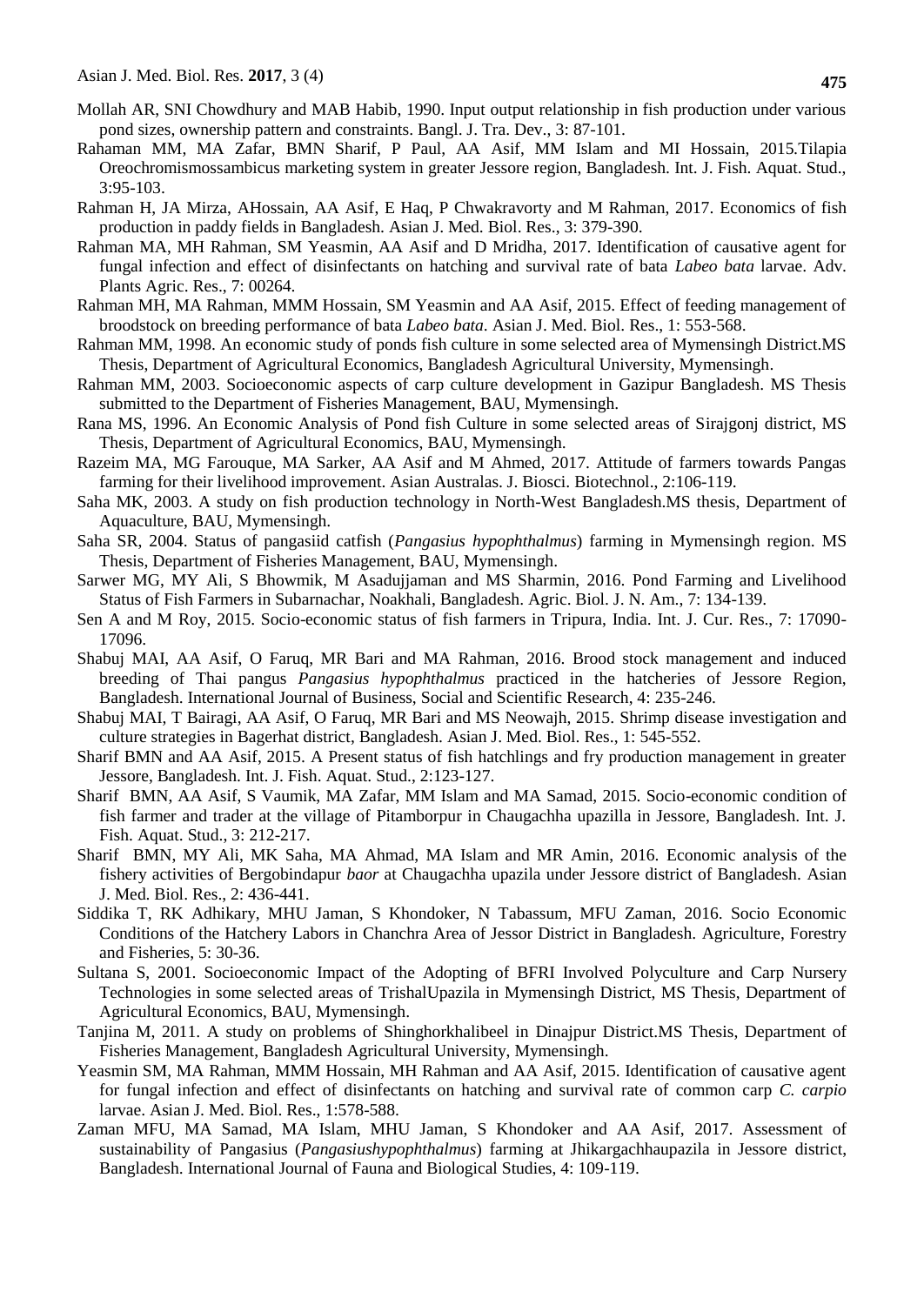Mollah AR, SNI Chowdhury and MAB Habib, 1990. Input output relationship in fish production under various pond sizes, ownership pattern and constraints. Bangl. J. Tra. Dev., 3: 87-101.

Rahaman MM, MA Zafar, BMN Sharif, P Paul, AA Asif, MM Islam and MI Hossain, 2015.Tilapia Oreochromismossambicus marketing system in greater Jessore region, Bangladesh. Int. J. Fish. Aquat. Stud., 3:95-103.

Rahman H, JA Mirza, AHossain, AA Asif, E Haq, P Chwakravorty and M Rahman, 2017. Economics of fish production in paddy fields in Bangladesh. Asian J. Med. Biol. Res., 3: 379-390.

Rahman MA, MH Rahman, SM Yeasmin, AA Asif and D Mridha, 2017. Identification of causative agent for fungal infection and effect of disinfectants on hatching and survival rate of bata *Labeo bata* larvae. Adv. Plants Agric. Res., 7: 00264.

Rahman MH, MA Rahman, MMM Hossain, SM Yeasmin and AA Asif, 2015. Effect of feeding management of broodstock on breeding performance of bata *Labeo bata*. Asian J. Med. Biol. Res., 1: 553-568.

Rahman MM, 1998. An economic study of ponds fish culture in some selected area of Mymensingh District.MS Thesis, Department of Agricultural Economics, Bangladesh Agricultural University, Mymensingh.

Rahman MM, 2003. Socioeconomic aspects of carp culture development in Gazipur Bangladesh. MS Thesis submitted to the Department of Fisheries Management, BAU, Mymensingh.

Rana MS, 1996. An Economic Analysis of Pond fish Culture in some selected areas of Sirajgonj district, MS Thesis, Department of Agricultural Economics, BAU, Mymensingh.

Razeim MA, MG Farouque, MA Sarker, AA Asif and M Ahmed, 2017. Attitude of farmers towards Pangas farming for their livelihood improvement. Asian Australas. J. Biosci. Biotechnol., 2:106-119.

Saha MK, 2003. A study on fish production technology in North-West Bangladesh.MS thesis, Department of Aquaculture, BAU, Mymensingh.

Saha SR, 2004. Status of pangasiid catfish (*Pangasius hypophthalmus*) farming in Mymensingh region. MS Thesis, Department of Fisheries Management, BAU, Mymensingh.

Sarwer MG, MY Ali, S Bhowmik, M Asadujjaman and MS Sharmin, 2016. Pond Farming and Livelihood Status of Fish Farmers in Subarnachar, Noakhali, Bangladesh. Agric. Biol. J. N. Am., 7: 134-139.

Sen A and M Roy, 2015. Socio-economic status of fish farmers in Tripura, India. Int. J. Cur. Res., 7: 17090-17096.

Shabuj MAI, AA Asif, O Faruq, MR Bari and MA Rahman, 2016. Brood stock management and induced breeding of Thai pangus *Pangasius hypophthalmus* practiced in the hatcheries of Jessore Region, Bangladesh. International Journal of Business, Social and Scientific Research, 4: 235-246.

Shabuj MAI, T Bairagi, AA Asif, O Faruq, MR Bari and MS Neowajh, 2015. Shrimp disease investigation and culture strategies in Bagerhat district, Bangladesh. Asian J. Med. Biol. Res., 1: 545-552.

Sharif BMN and AA Asif, 2015. A Present status of fish hatchlings and fry production management in greater Jessore, Bangladesh. Int. J. Fish. Aquat. Stud., 2:123-127.

Sharif BMN, AA Asif, S Vaumik, MA Zafar, MM Islam and MA Samad, 2015. Socio-economic condition of fish farmer and trader at the village of Pitamborpur in Chaugachha upazilla in Jessore, Bangladesh. Int. J. Fish. Aquat. Stud., 3: 212-217.

Sharif BMN, MY Ali, MK Saha, MA Ahmad, MA Islam and MR Amin, 2016. Economic analysis of the fishery activities of Bergobindapur *baor* at Chaugachha upazila under Jessore district of Bangladesh. Asian J. Med. Biol. Res., 2: 436-441.

Siddika T, RK Adhikary, MHU Jaman, S Khondoker, N Tabassum, MFU Zaman, 2016. Socio Economic Conditions of the Hatchery Labors in Chanchra Area of Jessor District in Bangladesh. Agriculture, Forestry and Fisheries, 5: 30-36.

Sultana S, 2001. Socioeconomic Impact of the Adopting of BFRI Involved Polyculture and Carp Nursery Technologies in some selected areas of TrishalUpazila in Mymensingh District, MS Thesis, Department of Agricultural Economics, BAU, Mymensingh.

Tanjina M, 2011. A study on problems of Shinghorkhalibeel in Dinajpur District.MS Thesis, Department of Fisheries Management, Bangladesh Agricultural University, Mymensingh.

Yeasmin SM, MA Rahman, MMM Hossain, MH Rahman and AA Asif, 2015. Identification of causative agent for fungal infection and effect of disinfectants on hatching and survival rate of common carp *C. carpio* larvae. Asian J. Med. Biol. Res., 1:578-588.

Zaman MFU, MA Samad, MA Islam, MHU Jaman, S Khondoker and AA Asif, 2017. Assessment of sustainability of Pangasius (*Pangasiushypophthalmus*) farming at Jhikargachhaupazila in Jessore district, Bangladesh. International Journal of Fauna and Biological Studies, 4: 109-119.